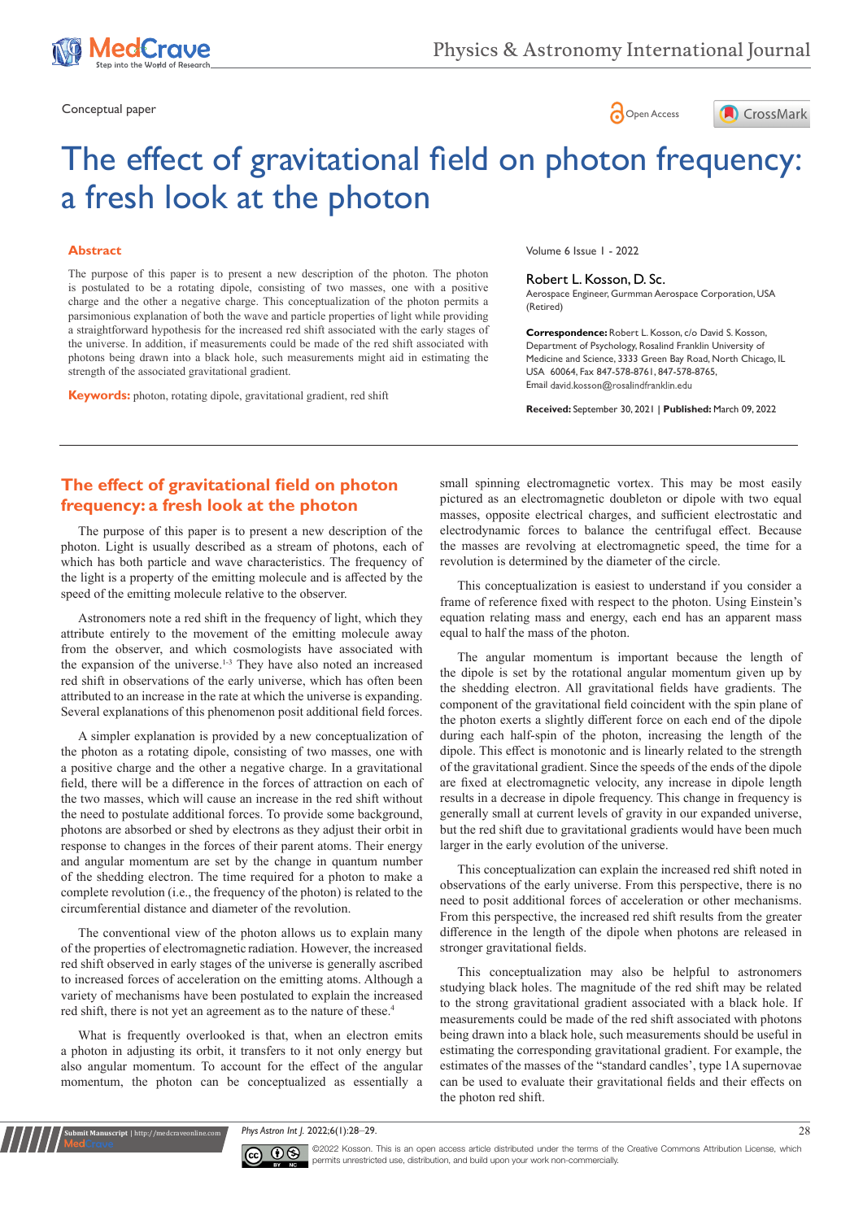Conceptual paper

# The effect of gravitational field on photon frequency: a fresh look at the photon

## Abstract

The purpose of this paper is to present a new description of the photon. The photon is postulated to be a rotating dipole, consisting of two masses, one with a positive charge and the other a negative charge. This conceptualization of the photon permits a parsimonious explanation of both the wave and particle properties of light while providing a straightforward hypothesis for the increased red shift associated with the early stages of the universe. In addition, if measurements could be made of the red shift associated with photons being drawn into a black hole, such measurements might aid in estimating the strength of the associated gravitational gradient.

**Keywords:** photon, rotating dipole, gravitational gradient, red shift

Volume 6 Issue 1 - 2022

Robert L. Kosson, D. Sc.

Aerospace Engineer, Gurmman Aerospace Corporation, USA (Retired)

**Correspondence:** Robert L. Kosson, c/o David S. Kosson, Department of Psychology, Rosalind Franklin University of Medicine and Science, 3333 Green Bay Road, North Chicago, IL USA 60064, Fax 847-578-8761, 847-578-8765, Email david.kosson@rosalindfranklin.edu

**Received:** September 30, 2021 | **Published:** March 09, 2022

## The effect of gravitational field on photon frequency: a fresh look at the photon

The purpose of this paper is to present a new description of the photon. Light is usually described as a stream of photons, each of which has both particle and wave characteristics. The frequency of the light is a property of the emitting molecule and is affected by the speed of the emitting molecule relative to the observer.

Astronomers note a red shift in the frequency of light, which they attribute entirely to the movement of the emitting molecule away from the observer, and which cosmologists have associated with the expansion of the universe.[1-3] They have also noted an increased red shift in observations of the early universe, which has often been attributed to an increase in the rate at which the universe is expanding. Several explanations of this phenomenon posit additional field forces.

A simpler explanation is provided by a new conceptualization of the photon as a rotating dipole, consisting of two masses, one with a positive charge and the other a negative charge. In a gravitational field, there will be a difference in the forces of attraction on each of the two masses, which will cause an increase in the red shift without the need to postulate additional forces. To provide some background, photons are absorbed or shed by electrons as they adjust their orbit in response to changes in the forces of their parent atoms. Their energy and angular momentum are set by the change in quantum number of the shedding electron. The time required for a photon to make a complete revolution (i.e., the frequency of the photon) is related to the circumferential distance and diameter of the revolution.

The conventional view of the photon allows us to explain many of the properties of electromagnetic radiation. However, the increased red shift observed in early stages of the universe is generally ascribed to increased forces of acceleration on the emitting atoms. Although a variety of mechanisms have been postulated to explain the increased red shift, there is not yet an agreement as to the nature of these.[4]

What is frequently overlooked is that, when an electron emits a photon in adjusting its orbit, it transfers to it not only energy but also angular momentum. To account for the effect of the angular momentum, the photon can be conceptualized as essentially a small spinning electromagnetic vortex. This may be most easily pictured as an electromagnetic doubleton or dipole with two equal masses, opposite electrical charges, and sufficient electrostatic and electrodynamic forces to balance the centrifugal effect. Because the masses are revolving at electromagnetic speed, the time for a revolution is determined by the diameter of the circle.

This conceptualization is easiest to understand if you consider a frame of reference fixed with respect to the photon. Using Einstein's equation relating mass and energy, each end has an apparent mass equal to half the mass of the photon.

The angular momentum is important because the length of the dipole is set by the rotational angular momentum given up by the shedding electron. All gravitational fields have gradients. The component of the gravitational field coincident with the spin plane of the photon exerts a slightly different force on each end of the dipole during each half-spin of the photon, increasing the length of the dipole. This effect is monotonic and is linearly related to the strength of the gravitational gradient. Since the speeds of the ends of the dipole are fixed at electromagnetic velocity, any increase in dipole length results in a decrease in dipole frequency. This change in frequency is generally small at current levels of gravity in our expanded universe, but the red shift due to gravitational gradients would have been much larger in the early evolution of the universe.

This conceptualization can explain the increased red shift noted in observations of the early universe. From this perspective, there is no need to posit additional forces of acceleration or other mechanisms. From this perspective, the increased red shift results from the greater difference in the length of the dipole when photons are released in stronger gravitational fields.

This conceptualization may also be helpful to astronomers studying black holes. The magnitude of the red shift may be related to the strong gravitational gradient associated with a black hole. If measurements could be made of the red shift associated with photons being drawn into a black hole, such measurements should be useful in estimating the corresponding gravitational gradient. For example, the estimates of the masses of the "standard candles', type 1A supernovae can be used to evaluate their gravitational fields and their effects on the photon red shift.

©2022 Kosson. This is an open access article distributed under the terms of the Creative Commons Attribution License, which permits unrestricted use, distribution, and build upon your work non-commercially.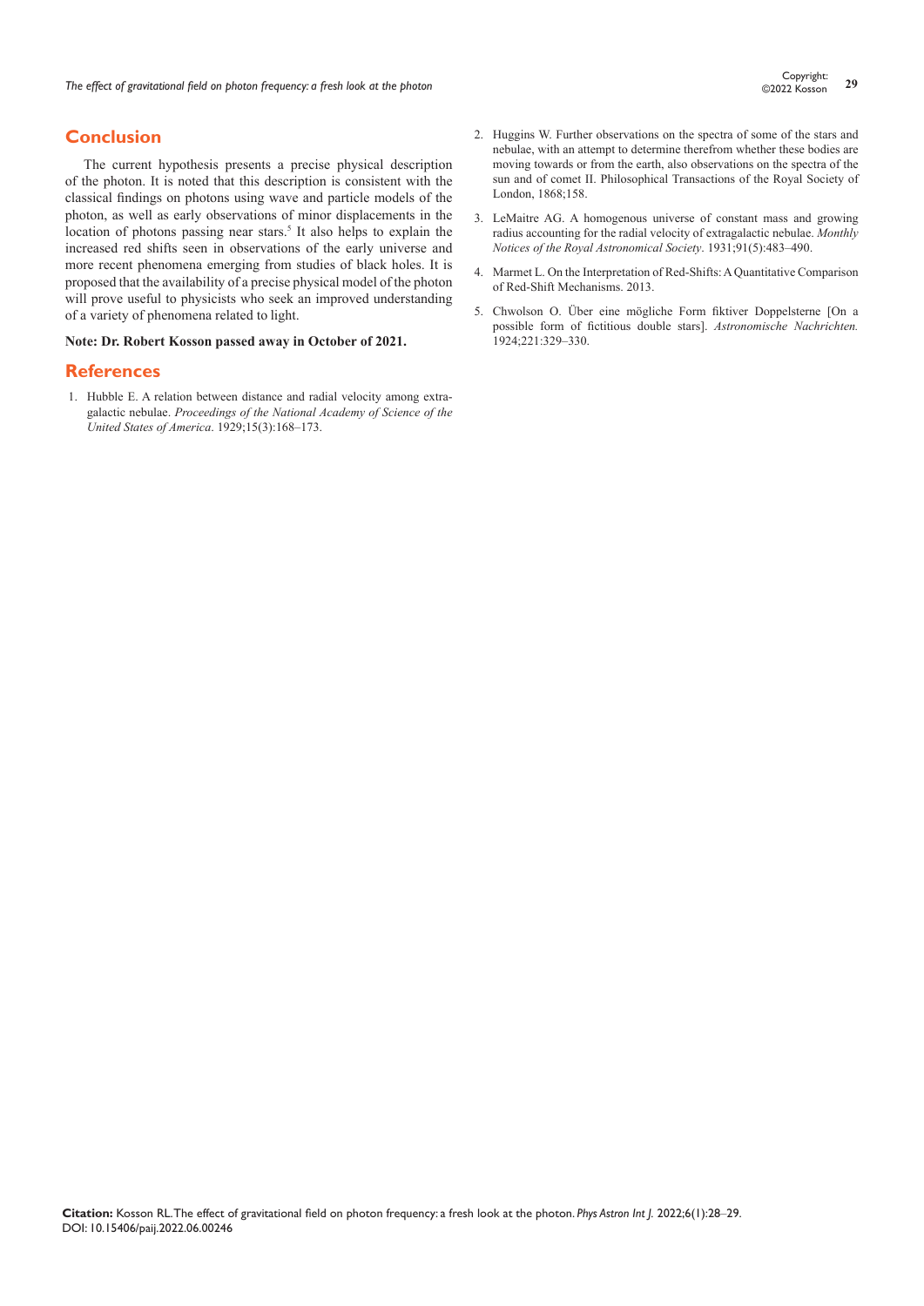## Conclusion

The current hypothesis presents a precise physical description of the photon. It is noted that this description is consistent with the classical findings on photons using wave and particle models of the photon, as well as early observations of minor displacements in the location of photons passing near stars.[5] It also helps to explain the increased red shifts seen in observations of the early universe and more recent phenomena emerging from studies of black holes. It is proposed that the availability of a precise physical model of the photon will prove useful to physicists who seek an improved understanding of a variety of phenomena related to light.

**Note: Dr. Robert Kosson passed away in October of 2021.**

## References

1. Hubble E. A relation between distance and radial velocity among extra-galactic nebulae. *Proceedings of the National Academy of Science of the United States of America*. 1929;15(3):168–173.
2. Huggins W. Further observations on the spectra of some of the stars and nebulae, with an attempt to determine therefrom whether these bodies are moving towards or from the earth, also observations on the spectra of the sun and of comet II. Philosophical Transactions of the Royal Society of London, 1868;158.
3. LeMaitre AG. A homogenous universe of constant mass and growing radius accounting for the radial velocity of extragalactic nebulae. *Monthly Notices of the Royal Astronomical Society*. 1931;91(5):483–490.
4. Marmet L. On the Interpretation of Red-Shifts: A Quantitative Comparison of Red-Shift Mechanisms. 2013.
5. Chwolson O. Über eine mögliche Form fiktiver Doppelsterne [On a possible form of fictitious double stars]. *Astronomische Nachrichten.* 1924;221:329–330.